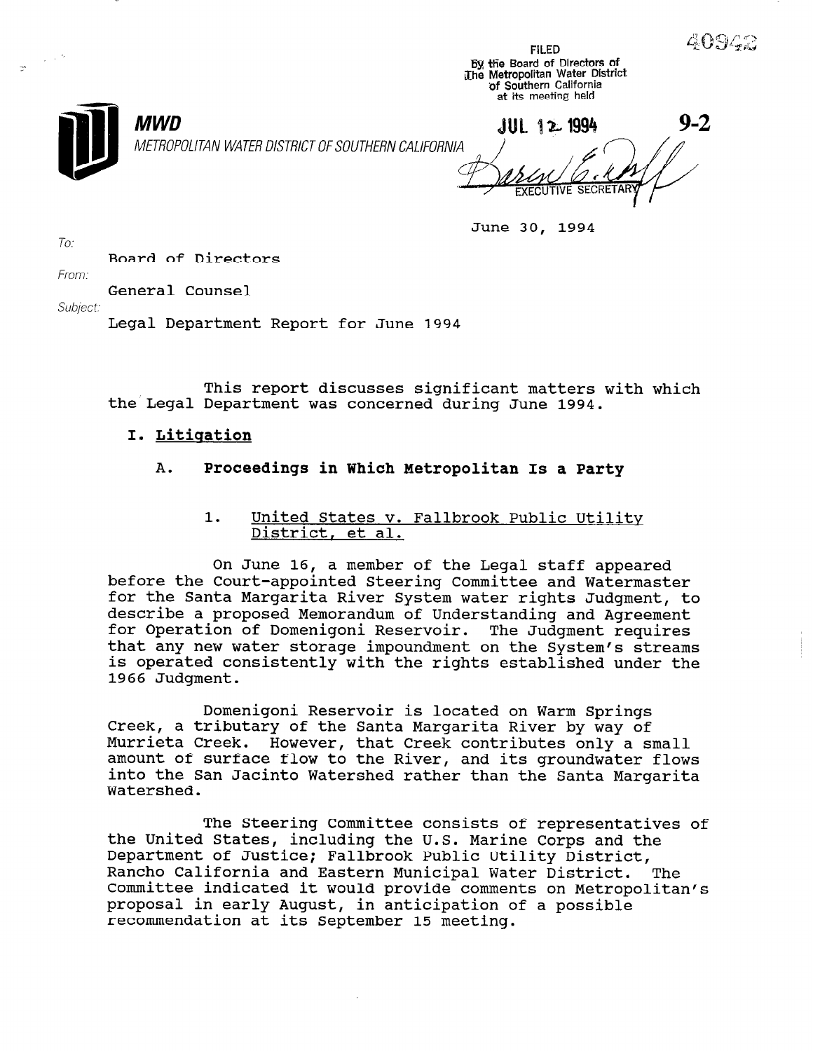40942

FILED
By the Board of Directors of
The Metropolitan Water District
of Southern California
at its meeting held

JUL 12 1994

9-2

EXECUTIVE SECRETARY

**MWD**
*METROPOLITAN WATER DISTRICT OF SOUTHERN CALIFORNIA*

June 30, 1994

To: Board of Directors

From: General Counsel

Subject: Legal Department Report for June 1994

This report discusses significant matters with which the Legal Department was concerned during June 1994.

## I. Litigation

### A. Proceedings in Which Metropolitan Is a Party

#### 1. United States v. Fallbrook Public Utility District, et al.

On June 16, a member of the Legal staff appeared before the Court-appointed Steering Committee and Watermaster for the Santa Margarita River System water rights Judgment, to describe a proposed Memorandum of Understanding and Agreement for Operation of Domenigoni Reservoir. The Judgment requires that any new water storage impoundment on the System's streams is operated consistently with the rights established under the 1966 Judgment.

Domenigoni Reservoir is located on Warm Springs Creek, a tributary of the Santa Margarita River by way of Murrieta Creek. However, that Creek contributes only a small amount of surface flow to the River, and its groundwater flows into the San Jacinto Watershed rather than the Santa Margarita Watershed.

The Steering Committee consists of representatives of the United States, including the U.S. Marine Corps and the Department of Justice; Fallbrook Public Utility District, Rancho California and Eastern Municipal Water District. The Committee indicated it would provide comments on Metropolitan's proposal in early August, in anticipation of a possible recommendation at its September 15 meeting.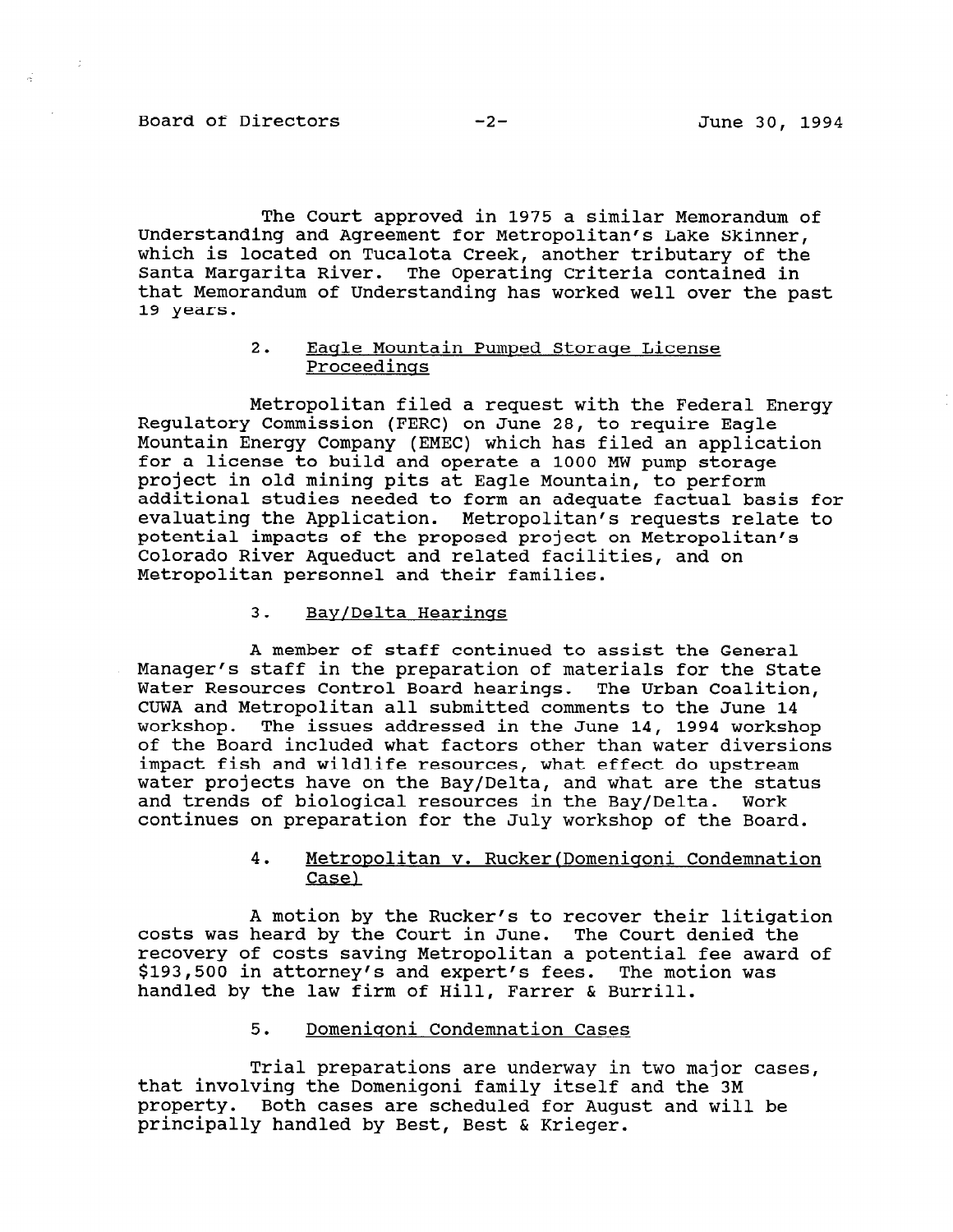The Court approved in 1975 a similar Memorandum of Understanding and Agreement for Metropolitan's Lake Skinner, which is located on Tucalota Creek, another tributary of the Santa Margarita River. The Operating Criteria contained in that Memorandum of Understanding has worked well over the past 19 years.

2. Eagle Mountain Pumped Storage License Proceedings

Metropolitan filed a request with the Federal Energy Regulatory Commission (FERC) on June 28, to require Eagle Mountain Energy Company (EMEC) which has filed an application for a license to build and operate a 1000 MW pump storage project in old mining pits at Eagle Mountain, to perform additional studies needed to form an adequate factual basis for evaluating the Application. Metropolitan's requests relate to potential impacts of the proposed project on Metropolitan's Colorado River Aqueduct and related facilities, and on Metropolitan personnel and their families.

3. Bay/Delta Hearings

A member of staff continued to assist the General Manager's staff in the preparation of materials for the State Water Resources Control Board hearings. The Urban Coalition, CUWA and Metropolitan all submitted comments to the June 14 workshop. The issues addressed in the June 14, 1994 workshop of the Board included what factors other than water diversions impact fish and wildlife resources, what effect do upstream water projects have on the Bay/Delta, and what are the status and trends of biological resources in the Bay/Delta. Work continues on preparation for the July workshop of the Board.

4. Metropolitan v. Rucker(Domenigoni Condemnation Case)

A motion by the Rucker's to recover their litigation costs was heard by the Court in June. The Court denied the recovery of costs saving Metropolitan a potential fee award of $193,500 in attorney's and expert's fees. The motion was handled by the law firm of Hill, Farrer & Burrill.

5. Domenigoni Condemnation Cases

Trial preparations are underway in two major cases, that involving the Domenigoni family itself and the 3M property. Both cases are scheduled for August and will be principally handled by Best, Best & Krieger.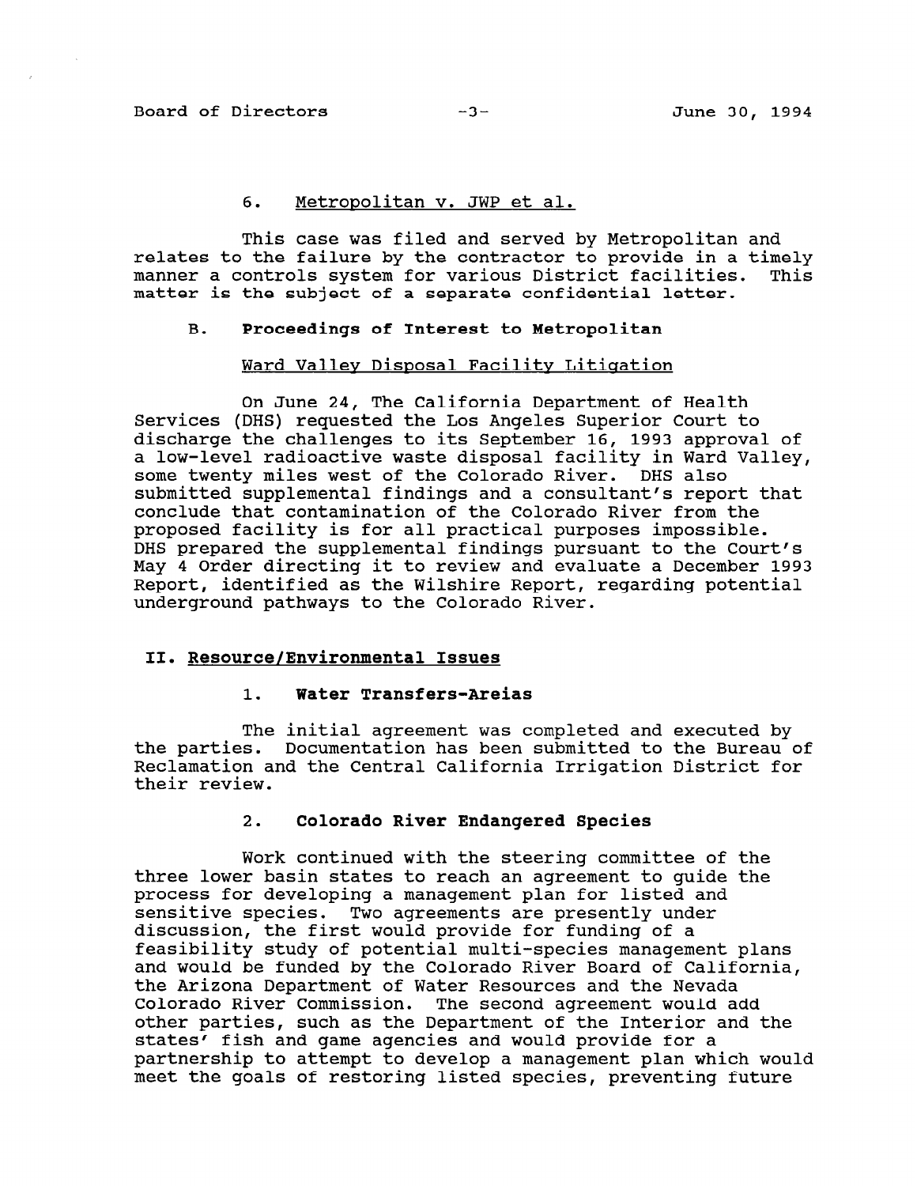6. Metropolitan v. JWP et al.

This case was filed and served by Metropolitan and relates to the failure by the contractor to provide in a timely manner a controls system for various District facilities. This matter is the subject of a separate confidential letter.

B. **Proceedings of Interest to Metropolitan**

Ward Valley Disposal Facility Litigation

On June 24, The California Department of Health Services (DHS) requested the Los Angeles Superior Court to discharge the challenges to its September 16, 1993 approval of a low-level radioactive waste disposal facility in Ward Valley, some twenty miles west of the Colorado River. DHS also submitted supplemental findings and a consultant's report that conclude that contamination of the Colorado River from the proposed facility is for all practical purposes impossible. DHS prepared the supplemental findings pursuant to the Court's May 4 Order directing it to review and evaluate a December 1993 Report, identified as the Wilshire Report, regarding potential underground pathways to the Colorado River.

## II. Resource/Environmental Issues

1. **Water Transfers-Areias**

The initial agreement was completed and executed by the parties. Documentation has been submitted to the Bureau of Reclamation and the Central California Irrigation District for their review.

2. **Colorado River Endangered Species**

Work continued with the steering committee of the three lower basin states to reach an agreement to guide the process for developing a management plan for listed and sensitive species. Two agreements are presently under discussion, the first would provide for funding of a feasibility study of potential multi-species management plans and would be funded by the Colorado River Board of California, the Arizona Department of Water Resources and the Nevada Colorado River Commission. The second agreement would add other parties, such as the Department of the Interior and the states' fish and game agencies and would provide for a partnership to attempt to develop a management plan which would meet the goals of restoring listed species, preventing future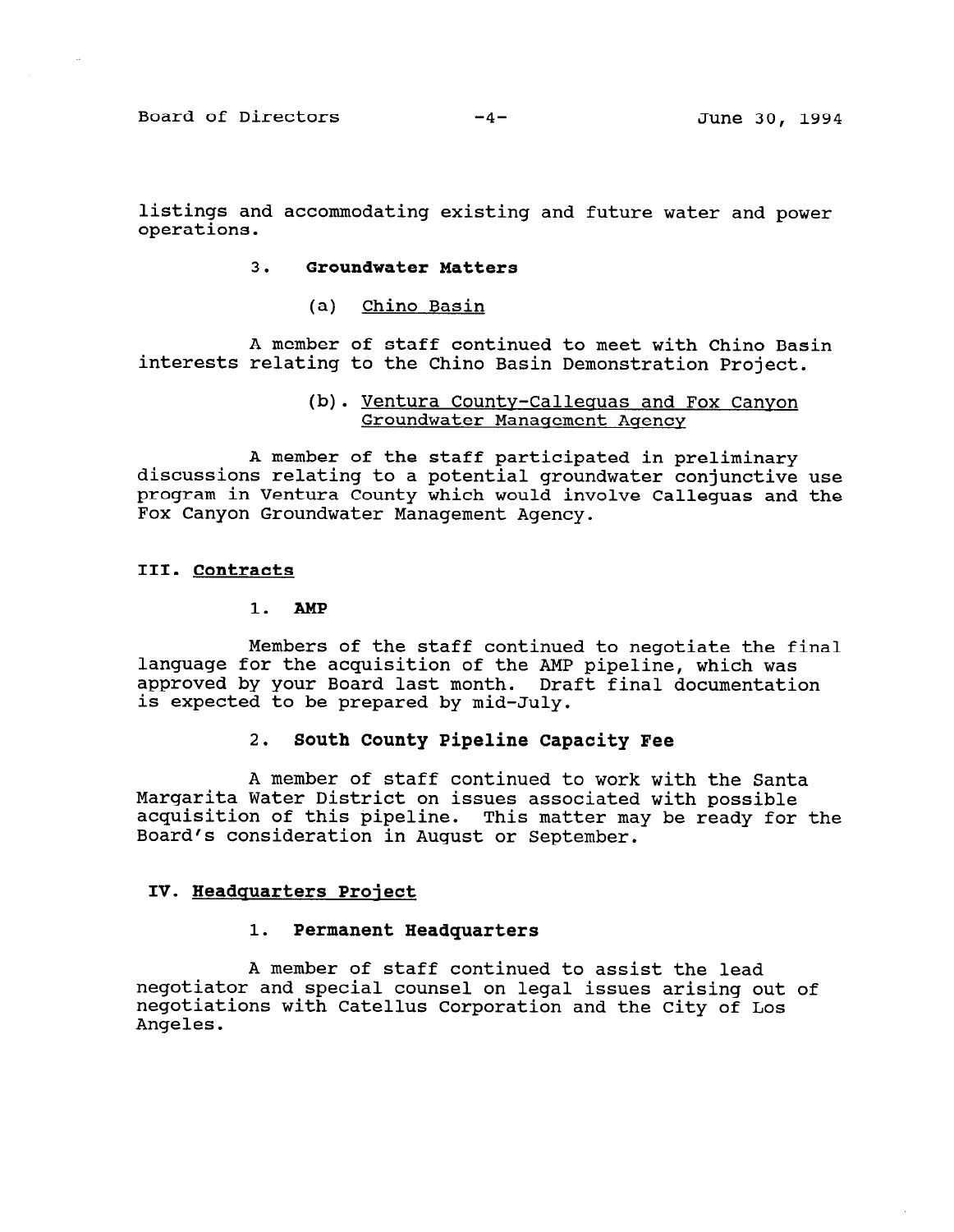listings and accommodating existing and future water and power operations.

### 3. **Groundwater Matters**

#### (a) Chino Basin

A member of staff continued to meet with Chino Basin interests relating to the Chino Basin Demonstration Project.

#### (b). Ventura County-Calleguas and Fox Canyon Groundwater Management Agency

A member of the staff participated in preliminary discussions relating to a potential groundwater conjunctive use program in Ventura County which would involve Calleguas and the Fox Canyon Groundwater Management Agency.

## III. Contracts

### 1. **AMP**

Members of the staff continued to negotiate the final language for the acquisition of the AMP pipeline, which was approved by your Board last month. Draft final documentation is expected to be prepared by mid-July.

### 2. **South County Pipeline Capacity Fee**

A member of staff continued to work with the Santa Margarita Water District on issues associated with possible acquisition of this pipeline. This matter may be ready for the Board's consideration in August or September.

## IV. Headquarters Project

### 1. **Permanent Headquarters**

A member of staff continued to assist the lead negotiator and special counsel on legal issues arising out of negotiations with Catellus Corporation and the City of Los Angeles.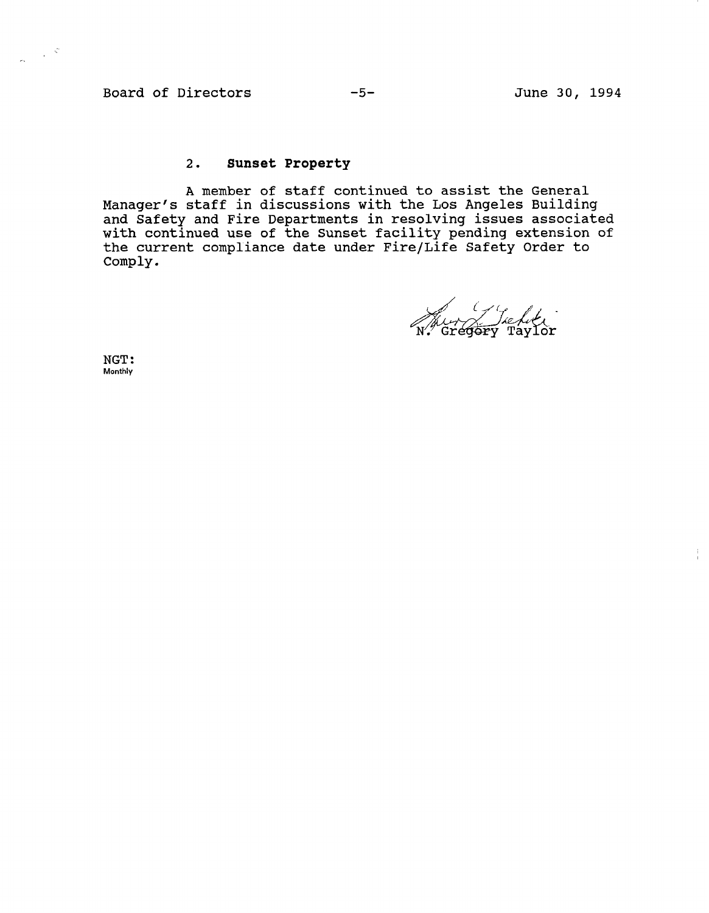## 2. **Sunset Property**

A member of staff continued to assist the General Manager's staff in discussions with the Los Angeles Building and Safety and Fire Departments in resolving issues associated with continued use of the Sunset facility pending extension of the current compliance date under Fire/Life Safety Order to Comply.

N. Gregory Taylor

NGT:
Monthly